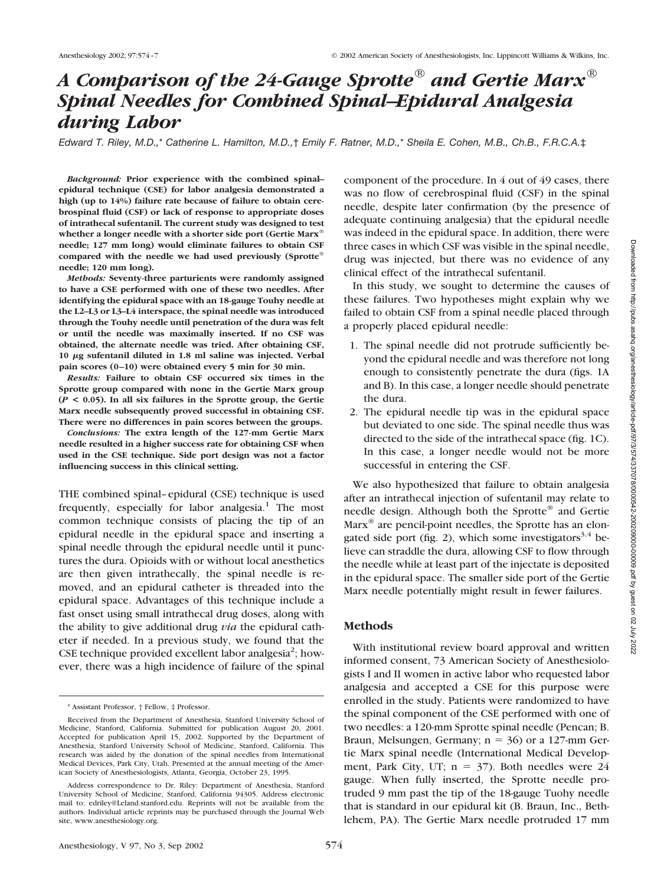# *A Comparison of the 24-Gauge Sprotte® and Gertie Marx® Spinal Needles for Combined Spinal–Epidural Analgesia during Labor*

*Edward T. Riley, M.D.,\* Catherine L. Hamilton, M.D.,† Emily F. Ratner, M.D.,\* Sheila E. Cohen, M.B., Ch.B., F.R.C.A.‡*

***Background:*** **Prior experience with the combined spinal–epidural technique (CSE) for labor analgesia demonstrated a high (up to 14%) failure rate because of failure to obtain cerebrospinal fluid (CSF) or lack of response to appropriate doses of intrathecal sufentanil. The current study was designed to test whether a longer needle with a shorter side port (Gertie Marx® needle; 127 mm long) would eliminate failures to obtain CSF compared with the needle we had used previously (Sprotte® needle; 120 mm long).**

***Methods:*** **Seventy-three parturients were randomly assigned to have a CSE performed with one of these two needles. After identifying the epidural space with an 18-gauge Touhy needle at the L2–L3 or L3–L4 interspace, the spinal needle was introduced through the Touhy needle until penetration of the dura was felt or until the needle was maximally inserted. If no CSF was obtained, the alternate needle was tried. After obtaining CSF, 10 μg sufentanil diluted in 1.8 ml saline was injected. Verbal pain scores (0–10) were obtained every 5 min for 30 min.**

***Results:*** **Failure to obtain CSF occurred six times in the Sprotte group compared with none in the Gertie Marx group ($P < 0.05$). In all six failures in the Sprotte group, the Gertie Marx needle subsequently proved successful in obtaining CSF. There were no differences in pain scores between the groups.**

***Conclusions:*** **The extra length of the 127-mm Gertie Marx needle resulted in a higher success rate for obtaining CSF when used in the CSE technique. Side port design was not a factor influencing success in this clinical setting.**

THE combined spinal–epidural (CSE) technique is used frequently, especially for labor analgesia.[1] The most common technique consists of placing the tip of an epidural needle in the epidural space and inserting a spinal needle through the epidural needle until it punctures the dura. Opioids with or without local anesthetics are then given intrathecally, the spinal needle is removed, and an epidural catheter is threaded into the epidural space. Advantages of this technique include a fast onset using small intrathecal drug doses, along with the ability to give additional drug *via* the epidural catheter if needed. In a previous study, we found that the CSE technique provided excellent labor analgesia[2]; however, there was a high incidence of failure of the spinal component of the procedure. In 4 out of 49 cases, there was no flow of cerebrospinal fluid (CSF) in the spinal needle, despite later confirmation (by the presence of adequate continuing analgesia) that the epidural needle was indeed in the epidural space. In addition, there were three cases in which CSF was visible in the spinal needle, drug was injected, but there was no evidence of any clinical effect of the intrathecal sufentanil.

In this study, we sought to determine the causes of these failures. Two hypotheses might explain why we failed to obtain CSF from a spinal needle placed through a properly placed epidural needle:

1. The spinal needle did not protrude sufficiently beyond the epidural needle and was therefore not long enough to consistently penetrate the dura (figs. 1A and B). In this case, a longer needle should penetrate the dura.
2. The epidural needle tip was in the epidural space but deviated to one side. The spinal needle thus was directed to the side of the intrathecal space (fig. 1C). In this case, a longer needle would not be more successful in entering the CSF.

We also hypothesized that failure to obtain analgesia after an intrathecal injection of sufentanil may relate to needle design. Although both the Sprotte® and Gertie Marx® are pencil-point needles, the Sprotte has an elongated side port (fig. 2), which some investigators[3,4] believe can straddle the dura, allowing CSF to flow through the needle while at least part of the injectate is deposited in the epidural space. The smaller side port of the Gertie Marx needle potentially might result in fewer failures.

## Methods

With institutional review board approval and written informed consent, 73 American Society of Anesthesiologists I and II women in active labor who requested labor analgesia and accepted a CSE for this purpose were enrolled in the study. Patients were randomized to have the spinal component of the CSE performed with one of two needles: a 120-mm Sprotte spinal needle (Pencan; B. Braun, Melsungen, Germany; n = 36) or a 127-mm Gertie Marx spinal needle (International Medical Development, Park City, UT; n = 37). Both needles were 24 gauge. When fully inserted, the Sprotte needle protruded 9 mm past the tip of the 18-gauge Tuohy needle that is standard in our epidural kit (B. Braun, Inc., Bethlehem, PA). The Gertie Marx needle protruded 17 mm

---

\* Assistant Professor, † Fellow, ‡ Professor.

Received from the Department of Anesthesia, Stanford University School of Medicine, Stanford, California. Submitted for publication August 20, 2001. Accepted for publication April 15, 2002. Supported by the Department of Anesthesia, Stanford University School of Medicine, Stanford, California. This research was aided by the donation of the spinal needles from International Medical Devices, Park City, Utah. Presented at the annual meeting of the American Society of Anesthesiologists, Atlanta, Georgia, October 23, 1995.

Address correspondence to Dr. Riley: Department of Anesthesia, Stanford University School of Medicine, Stanford, California 94305. Address electronic mail to: edriley@Leland.stanford.edu. Reprints will not be available from the authors. Individual article reprints may be purchased through the Journal Web site, www.anesthesiology.org.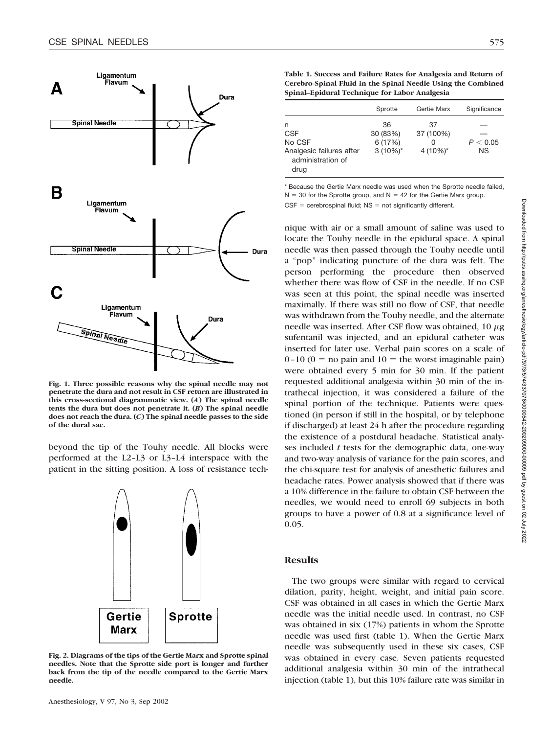Fig. 1. Three possible reasons why the spinal needle may not penetrate the dura and not result in CSF return are illustrated in this cross-sectional diagrammatic view. (*A*) The spinal needle tents the dura but does not penetrate it. (*B*) The spinal needle does not reach the dura. (*C*) The spinal needle passes to the side of the dural sac.

beyond the tip of the Touhy needle. All blocks were performed at the L2–L3 or L3–L4 interspace with the patient in the sitting position. A loss of resistance technique with air or a small amount of saline was used to locate the Touhy needle in the epidural space. A spinal needle was then passed through the Touhy needle until a "pop" indicating puncture of the dura was felt. The person performing the procedure then observed whether there was flow of CSF in the needle. If no CSF was seen at this point, the spinal needle was inserted maximally. If there was still no flow of CSF, that needle was withdrawn from the Touhy needle, and the alternate needle was inserted. After CSF flow was obtained, 10 $\mu$g sufentanil was injected, and an epidural catheter was inserted for later use. Verbal pain scores on a scale of 0–10 (0 = no pain and 10 = the worst imaginable pain) were obtained every 5 min for 30 min. If the patient requested additional analgesia within 30 min of the intrathecal injection, it was considered a failure of the spinal portion of the technique. Patients were questioned (in person if still in the hospital, or by telephone if discharged) at least 24 h after the procedure regarding the existence of a postdural headache. Statistical analyses included *t* tests for the demographic data, one-way and two-way analysis of variance for the pain scores, and the chi-square test for analysis of anesthetic failures and headache rates. Power analysis showed that if there was a 10% difference in the failure to obtain CSF between the needles, we would need to enroll 69 subjects in both groups to have a power of 0.8 at a significance level of 0.05.

Fig. 2. Diagrams of the tips of the Gertie Marx and Sprotte spinal needles. Note that the Sprotte side port is longer and further back from the tip of the needle compared to the Gertie Marx needle.

**Table 1. Success and Failure Rates for Analgesia and Return of Cerebro-Spinal Fluid in the Spinal Needle Using the Combined Spinal–Epidural Technique for Labor Analgesia**

| | Sprotte | Gertie Marx | Significance |
|---|---|---|---|
| n | 36 | 37 | — |
| CSF | 30 (83%) | 37 (100%) | — |
| No CSF | 6 (17%) | 0 | $P < 0.05$ |
| Analgesic failures after administration of drug | 3 (10%)* | 4 (10%)* | NS |

\* Because the Gertie Marx needle was used when the Sprotte needle failed, N = 30 for the Sprotte group, and N = 42 for the Gertie Marx group.

CSF = cerebrospinal fluid; NS = not significantly different.

## Results

The two groups were similar with regard to cervical dilation, parity, height, weight, and initial pain score. CSF was obtained in all cases in which the Gertie Marx needle was the initial needle used. In contrast, no CSF was obtained in six (17%) patients in whom the Sprotte needle was used first (table 1). When the Gertie Marx needle was subsequently used in these six cases, CSF was obtained in every case. Seven patients requested additional analgesia within 30 min of the intrathecal injection (table 1), but this 10% failure rate was similar in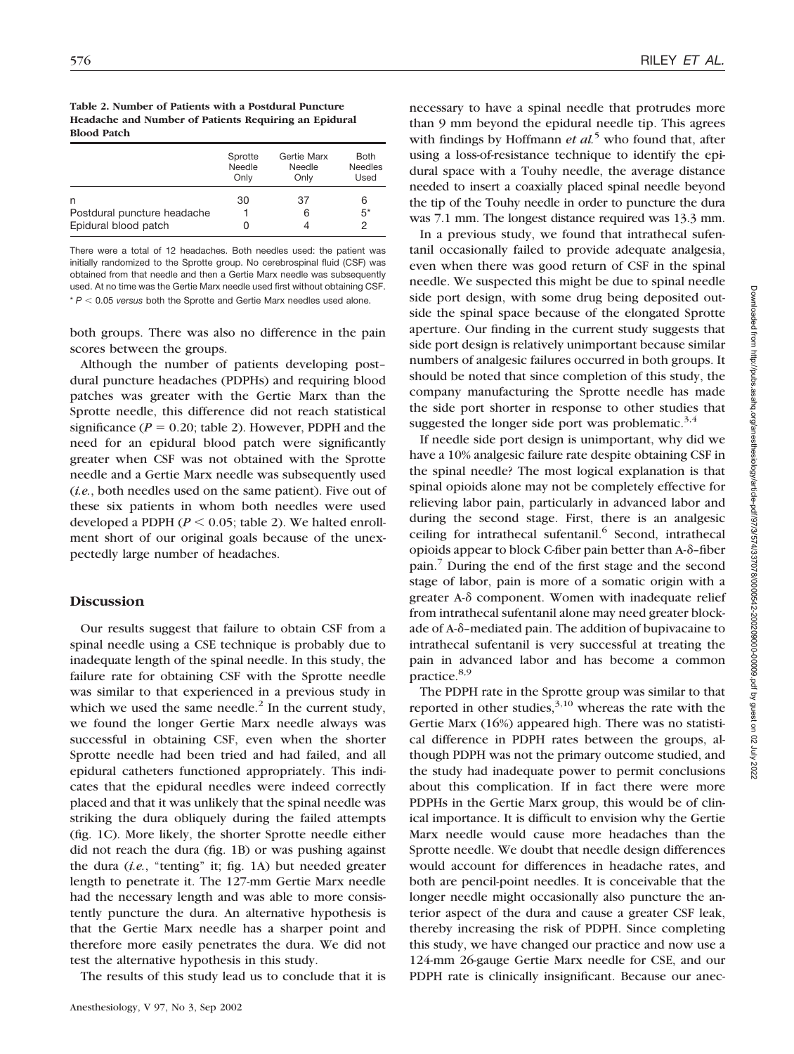**Table 2. Number of Patients with a Postdural Puncture Headache and Number of Patients Requiring an Epidural Blood Patch**

| | Sprotte Needle Only | Gertie Marx Needle Only | Both Needles Used |
|---|---|---|---|
| n | 30 | 37 | 6 |
| Postdural puncture headache | 1 | 6 | 5* |
| Epidural blood patch | 0 | 4 | 2 |

There were a total of 12 headaches. Both needles used: the patient was initially randomized to the Sprotte group. No cerebrospinal fluid (CSF) was obtained from that needle and then a Gertie Marx needle was subsequently used. At no time was the Gertie Marx needle used first without obtaining CSF.

\* $P < 0.05$ *versus* both the Sprotte and Gertie Marx needles used alone.

both groups. There was also no difference in the pain scores between the groups.

Although the number of patients developing post–dural puncture headaches (PDPHs) and requiring blood patches was greater with the Gertie Marx than the Sprotte needle, this difference did not reach statistical significance ($P = 0.20$; table 2). However, PDPH and the need for an epidural blood patch were significantly greater when CSF was not obtained with the Sprotte needle and a Gertie Marx needle was subsequently used (*i.e.*, both needles used on the same patient). Five out of these six patients in whom both needles were used developed a PDPH ($P < 0.05$; table 2). We halted enrollment short of our original goals because of the unexpectedly large number of headaches.

## Discussion

Our results suggest that failure to obtain CSF from a spinal needle using a CSE technique is probably due to inadequate length of the spinal needle. In this study, the failure rate for obtaining CSF with the Sprotte needle was similar to that experienced in a previous study in which we used the same needle.[2] In the current study, we found the longer Gertie Marx needle always was successful in obtaining CSF, even when the shorter Sprotte needle had been tried and had failed, and all epidural catheters functioned appropriately. This indicates that the epidural needles were indeed correctly placed and that it was unlikely that the spinal needle was striking the dura obliquely during the failed attempts (fig. 1C). More likely, the shorter Sprotte needle either did not reach the dura (fig. 1B) or was pushing against the dura (*i.e.*, "tenting" it; fig. 1A) but needed greater length to penetrate it. The 127-mm Gertie Marx needle had the necessary length and was able to more consistently puncture the dura. An alternative hypothesis is that the Gertie Marx needle has a sharper point and therefore more easily penetrates the dura. We did not test the alternative hypothesis in this study.

The results of this study lead us to conclude that it is necessary to have a spinal needle that protrudes more than 9 mm beyond the epidural needle tip. This agrees with findings by Hoffmann *et al.*[5] who found that, after using a loss-of-resistance technique to identify the epidural space with a Touhy needle, the average distance needed to insert a coaxially placed spinal needle beyond the tip of the Touhy needle in order to puncture the dura was 7.1 mm. The longest distance required was 13.3 mm.

In a previous study, we found that intrathecal sufentanil occasionally failed to provide adequate analgesia, even when there was good return of CSF in the spinal needle. We suspected this might be due to spinal needle side port design, with some drug being deposited outside the spinal space because of the elongated Sprotte aperture. Our finding in the current study suggests that side port design is relatively unimportant because similar numbers of analgesic failures occurred in both groups. It should be noted that since completion of this study, the company manufacturing the Sprotte needle has made the side port shorter in response to other studies that suggested the longer side port was problematic.[3,4]

If needle side port design is unimportant, why did we have a 10% analgesic failure rate despite obtaining CSF in the spinal needle? The most logical explanation is that spinal opioids alone may not be completely effective for relieving labor pain, particularly in advanced labor and during the second stage. First, there is an analgesic ceiling for intrathecal sufentanil.[6] Second, intrathecal opioids appear to block C-fiber pain better than A-$\delta$–fiber pain.[7] During the end of the first stage and the second stage of labor, pain is more of a somatic origin with a greater A-$\delta$ component. Women with inadequate relief from intrathecal sufentanil alone may need greater blockade of A-$\delta$–mediated pain. The addition of bupivacaine to intrathecal sufentanil is very successful at treating the pain in advanced labor and has become a common practice.[8,9]

The PDPH rate in the Sprotte group was similar to that reported in other studies,[3,10] whereas the rate with the Gertie Marx (16%) appeared high. There was no statistical difference in PDPH rates between the groups, although PDPH was not the primary outcome studied, and the study had inadequate power to permit conclusions about this complication. If in fact there were more PDPHs in the Gertie Marx group, this would be of clinical importance. It is difficult to envision why the Gertie Marx needle would cause more headaches than the Sprotte needle. We doubt that needle design differences would account for differences in headache rates, and both are pencil-point needles. It is conceivable that the longer needle might occasionally also puncture the anterior aspect of the dura and cause a greater CSF leak, thereby increasing the risk of PDPH. Since completing this study, we have changed our practice and now use a 124-mm 26-gauge Gertie Marx needle for CSE, and our PDPH rate is clinically insignificant. Because our anec-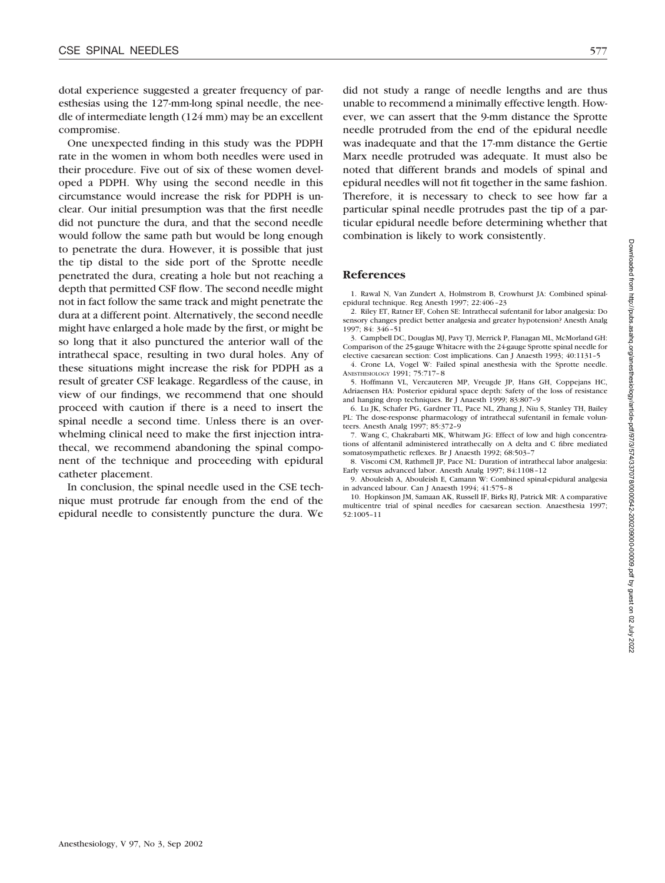dotal experience suggested a greater frequency of paresthesias using the 127-mm-long spinal needle, the needle of intermediate length (124 mm) may be an excellent compromise.

One unexpected finding in this study was the PDPH rate in the women in whom both needles were used in their procedure. Five out of six of these women developed a PDPH. Why using the second needle in this circumstance would increase the risk for PDPH is unclear. Our initial presumption was that the first needle did not puncture the dura, and that the second needle would follow the same path but would be long enough to penetrate the dura. However, it is possible that just the tip distal to the side port of the Sprotte needle penetrated the dura, creating a hole but not reaching a depth that permitted CSF flow. The second needle might not in fact follow the same track and might penetrate the dura at a different point. Alternatively, the second needle might have enlarged a hole made by the first, or might be so long that it also punctured the anterior wall of the intrathecal space, resulting in two dural holes. Any of these situations might increase the risk for PDPH as a result of greater CSF leakage. Regardless of the cause, in view of our findings, we recommend that one should proceed with caution if there is a need to insert the spinal needle a second time. Unless there is an overwhelming clinical need to make the first injection intrathecal, we recommend abandoning the spinal component of the technique and proceeding with epidural catheter placement.

In conclusion, the spinal needle used in the CSE technique must protrude far enough from the end of the epidural needle to consistently puncture the dura. We did not study a range of needle lengths and are thus unable to recommend a minimally effective length. However, we can assert that the 9-mm distance the Sprotte needle protruded from the end of the epidural needle was inadequate and that the 17-mm distance the Gertie Marx needle protruded was adequate. It must also be noted that different brands and models of spinal and epidural needles will not fit together in the same fashion. Therefore, it is necessary to check to see how far a particular spinal needle protrudes past the tip of a particular epidural needle before determining whether that combination is likely to work consistently.

## References

1. Rawal N, Van Zundert A, Holmstrom B, Crowhurst JA: Combined spinal-epidural technique. Reg Anesth 1997; 22:406–23

2. Riley ET, Ratner EF, Cohen SE: Intrathecal sufentanil for labor analgesia: Do sensory changes predict better analgesia and greater hypotension? Anesth Analg 1997; 84: 346–51

3. Campbell DC, Douglas MJ, Pavy TJ, Merrick P, Flanagan ML, McMorland GH: Comparison of the 25-gauge Whitacre with the 24-gauge Sprotte spinal needle for elective caesarean section: Cost implications. Can J Anaesth 1993; 40:1131–5

4. Crone LA, Vogel W: Failed spinal anesthesia with the Sprotte needle. Anesthesiology 1991; 75:717–8

5. Hoffmann VL, Vercauteren MP, Vreugde JP, Hans GH, Coppejans HC, Adriaensen HA: Posterior epidural space depth: Safety of the loss of resistance and hanging drop techniques. Br J Anaesth 1999; 83:807–9

6. Lu JK, Schafer PG, Gardner TL, Pace NL, Zhang J, Niu S, Stanley TH, Bailey PL: The dose-response pharmacology of intrathecal sufentanil in female volunteers. Anesth Analg 1997; 85:372–9

7. Wang C, Chakrabarti MK, Whitwam JG: Effect of low and high concentrations of alfentanil administered intrathecally on A delta and C fibre mediated somatosympathetic reflexes. Br J Anaesth 1992; 68:503–7

8. Viscomi CM, Rathmell JP, Pace NL: Duration of intrathecal labor analgesia: Early versus advanced labor. Anesth Analg 1997; 84:1108–12

9. Abouleish A, Abouleish E, Camann W: Combined spinal-epidural analgesia in advanced labour. Can J Anaesth 1994; 41:575–8

10. Hopkinson JM, Samaan AK, Russell IF, Birks RJ, Patrick MR: A comparative multicentre trial of spinal needles for caesarean section. Anaesthesia 1997; 52:1005–11